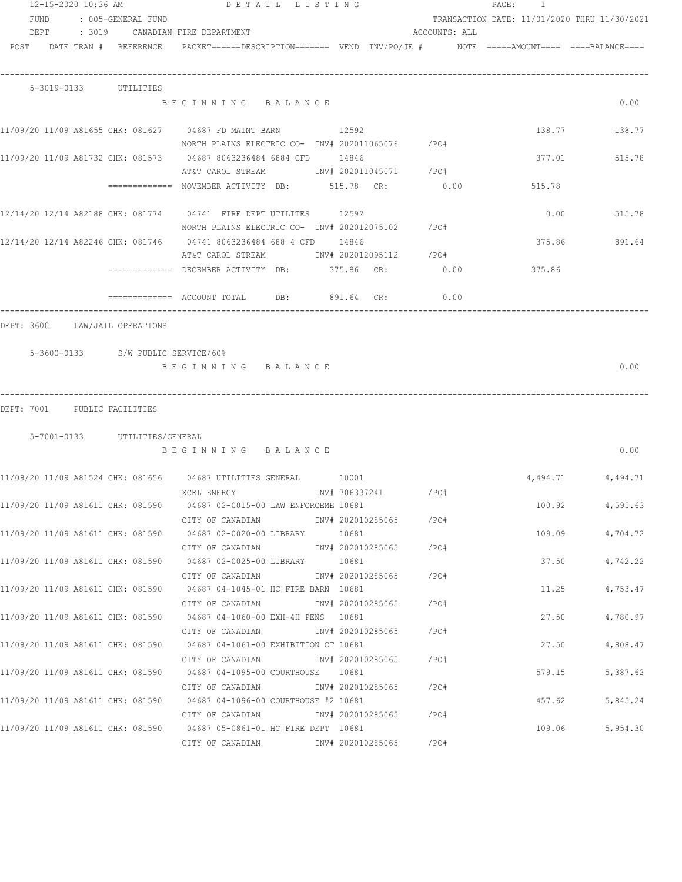12-15-2020 10:36 AM DETAIL LISTING

FUND : 005-GENERAL FUND — TRANSACTION DATE: 11/01/2020 THRU 11/30/2021

DEPT : 3019 CANADIAN FIRE DEPARTMENT — ACCOUNTS: ALL

| POST DATE | TRAN # | REFERENCE | PACKET | DESCRIPTION | VEND | INV/PO/JE # | NOTE | AMOUNT | BALANCE |
|---|---|---|---|---|---|---|---|---|---|

## 5-3019-0133 UTILITIES

| POST DATE | TRAN # | REFERENCE | PACKET | DESCRIPTION | VEND | INV/PO/JE # | NOTE | AMOUNT | BALANCE |
|---|---|---|---|---|---|---|---|---|---|
| | | | | BEGINNING BALANCE | | | | | 0.00 |
| 11/09/20 11/09 | A81655 | CHK: 081627 | 04687 | FD MAINT BARN / NORTH PLAINS ELECTRIC CO- | 12592 | INV# 202011065076 /PO# | | 138.77 | 138.77 |
| 11/09/20 11/09 | A81732 | CHK: 081573 | 04687 | 8063236484 6884 CFD / AT&T CAROL STREAM | 14846 | INV# 202011045071 /PO# | | 377.01 | 515.78 |
| | | | | NOVEMBER ACTIVITY DB: 515.78 CR: 0.00 | | | | 515.78 | |
| 12/14/20 12/14 | A82188 | CHK: 081774 | 04741 | FIRE DEPT UTILITES / NORTH PLAINS ELECTRIC CO- | 12592 | INV# 202012075102 /PO# | | 0.00 | 515.78 |
| 12/14/20 12/14 | A82246 | CHK: 081746 | 04741 | 8063236484 688 4 CFD / AT&T CAROL STREAM | 14846 | INV# 202012095112 /PO# | | 375.86 | 891.64 |
| | | | | DECEMBER ACTIVITY DB: 375.86 CR: 0.00 | | | | 375.86 | |
| | | | | ACCOUNT TOTAL DB: 891.64 CR: 0.00 | | | | | |

## DEPT: 3600 LAW/JAIL OPERATIONS

### 5-3600-0133 S/W PUBLIC SERVICE/60%

| POST DATE | TRAN # | REFERENCE | PACKET | DESCRIPTION | VEND | INV/PO/JE # | NOTE | AMOUNT | BALANCE |
|---|---|---|---|---|---|---|---|---|---|
| | | | | BEGINNING BALANCE | | | | | 0.00 |

## DEPT: 7001 PUBLIC FACILITIES

### 5-7001-0133 UTILITIES/GENERAL

| POST DATE | TRAN # | REFERENCE | PACKET | DESCRIPTION | VEND | INV/PO/JE # | NOTE | AMOUNT | BALANCE |
|---|---|---|---|---|---|---|---|---|---|
| | | | | BEGINNING BALANCE | | | | | 0.00 |
| 11/09/20 11/09 | A81524 | CHK: 081656 | 04687 | UTILITIES GENERAL / XCEL ENERGY | 10001 | INV# 706337241 /PO# | | 4,494.71 | 4,494.71 |
| 11/09/20 11/09 | A81611 | CHK: 081590 | 04687 | 02-0015-00 LAW ENFORCEME / CITY OF CANADIAN | 10681 | INV# 202010285065 /PO# | | 100.92 | 4,595.63 |
| 11/09/20 11/09 | A81611 | CHK: 081590 | 04687 | 02-0020-00 LIBRARY / CITY OF CANADIAN | 10681 | INV# 202010285065 /PO# | | 109.09 | 4,704.72 |
| 11/09/20 11/09 | A81611 | CHK: 081590 | 04687 | 02-0025-00 LIBRARY / CITY OF CANADIAN | 10681 | INV# 202010285065 /PO# | | 37.50 | 4,742.22 |
| 11/09/20 11/09 | A81611 | CHK: 081590 | 04687 | 04-1045-01 HC FIRE BARN / CITY OF CANADIAN | 10681 | INV# 202010285065 /PO# | | 11.25 | 4,753.47 |
| 11/09/20 11/09 | A81611 | CHK: 081590 | 04687 | 04-1060-00 EXH-4H PENS / CITY OF CANADIAN | 10681 | INV# 202010285065 /PO# | | 27.50 | 4,780.97 |
| 11/09/20 11/09 | A81611 | CHK: 081590 | 04687 | 04-1061-00 EXHIBITION CT / CITY OF CANADIAN | 10681 | INV# 202010285065 /PO# | | 27.50 | 4,808.47 |
| 11/09/20 11/09 | A81611 | CHK: 081590 | 04687 | 04-1095-00 COURTHOUSE / CITY OF CANADIAN | 10681 | INV# 202010285065 /PO# | | 579.15 | 5,387.62 |
| 11/09/20 11/09 | A81611 | CHK: 081590 | 04687 | 04-1096-00 COURTHOUSE #2 / CITY OF CANADIAN | 10681 | INV# 202010285065 /PO# | | 457.62 | 5,845.24 |
| 11/09/20 11/09 | A81611 | CHK: 081590 | 04687 | 05-0861-01 HC FIRE DEPT / CITY OF CANADIAN | 10681 | INV# 202010285065 /PO# | | 109.06 | 5,954.30 |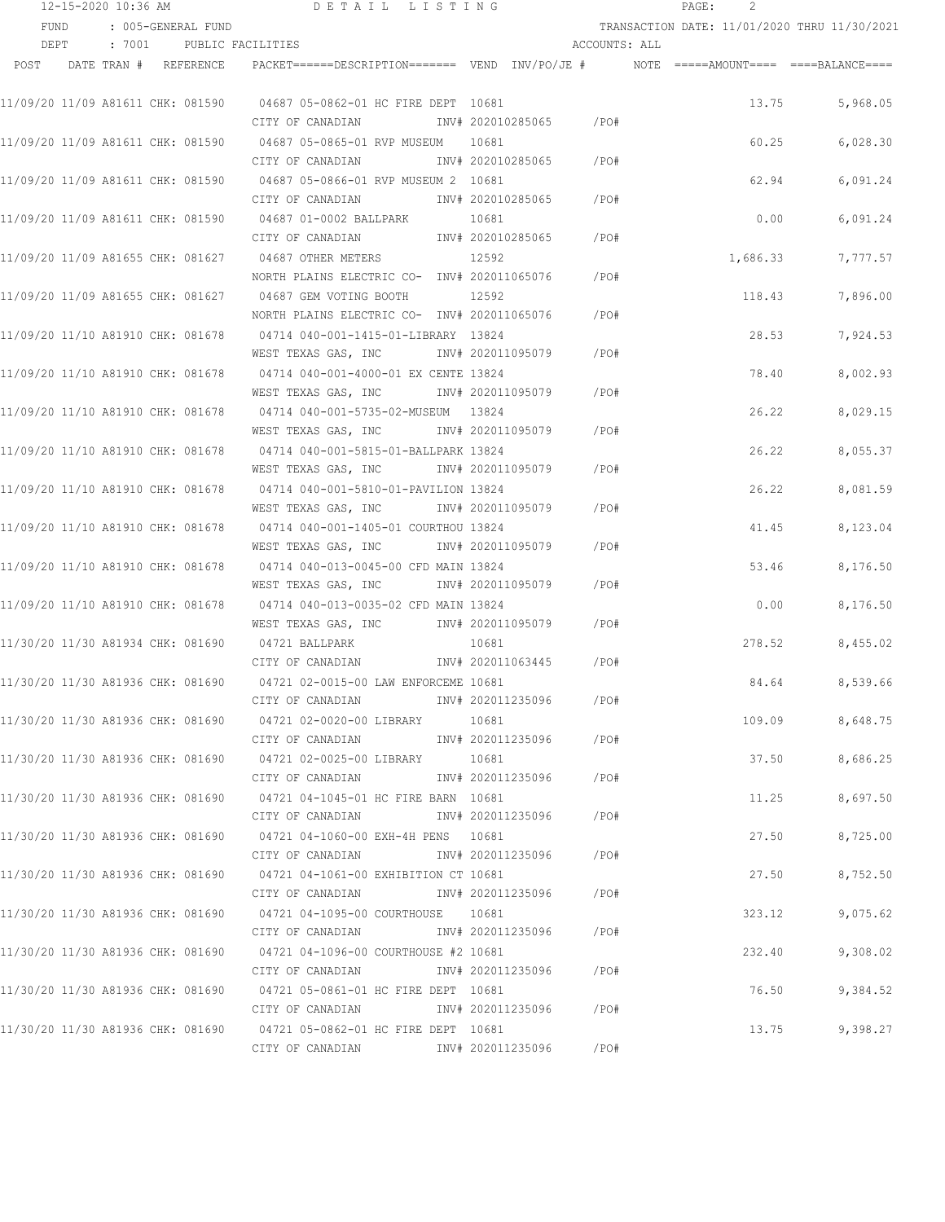12-15-2020 10:36 AM  DETAIL LISTING  PAGE: 2

FUND : 005-GENERAL FUND  TRANSACTION DATE: 11/01/2020 THRU 11/30/2021

DEPT : 7001 PUBLIC FACILITIES  ACCOUNTS: ALL

| POST | DATE | TRAN # | REFERENCE | PACKET======DESCRIPTION======= | VEND | INV/PO/JE # | NOTE | =====AMOUNT==== | ====BALANCE==== |
|---|---|---|---|---|---|---|---|---|---|
| 11/09/20 | 11/09 | A81611 | CHK: 081590 | 04687 05-0862-01 HC FIRE DEPT<br>CITY OF CANADIAN | 10681 | INV# 202010285065 /PO# | | 13.75 | 5,968.05 |
| 11/09/20 | 11/09 | A81611 | CHK: 081590 | 04687 05-0865-01 RVP MUSEUM<br>CITY OF CANADIAN | 10681 | INV# 202010285065 /PO# | | 60.25 | 6,028.30 |
| 11/09/20 | 11/09 | A81611 | CHK: 081590 | 04687 05-0866-01 RVP MUSEUM 2<br>CITY OF CANADIAN | 10681 | INV# 202010285065 /PO# | | 62.94 | 6,091.24 |
| 11/09/20 | 11/09 | A81611 | CHK: 081590 | 04687 01-0002 BALLPARK<br>CITY OF CANADIAN | 10681 | INV# 202010285065 /PO# | | 0.00 | 6,091.24 |
| 11/09/20 | 11/09 | A81655 | CHK: 081627 | 04687 OTHER METERS<br>NORTH PLAINS ELECTRIC CO- | 12592 | INV# 202011065076 /PO# | | 1,686.33 | 7,777.57 |
| 11/09/20 | 11/09 | A81655 | CHK: 081627 | 04687 GEM VOTING BOOTH<br>NORTH PLAINS ELECTRIC CO- | 12592 | INV# 202011065076 /PO# | | 118.43 | 7,896.00 |
| 11/09/20 | 11/10 | A81910 | CHK: 081678 | 04714 040-001-1415-01-LIBRARY<br>WEST TEXAS GAS, INC | 13824 | INV# 202011095079 /PO# | | 28.53 | 7,924.53 |
| 11/09/20 | 11/10 | A81910 | CHK: 081678 | 04714 040-001-4000-01 EX CENTE<br>WEST TEXAS GAS, INC | 13824 | INV# 202011095079 /PO# | | 78.40 | 8,002.93 |
| 11/09/20 | 11/10 | A81910 | CHK: 081678 | 04714 040-001-5735-02-MUSEUM<br>WEST TEXAS GAS, INC | 13824 | INV# 202011095079 /PO# | | 26.22 | 8,029.15 |
| 11/09/20 | 11/10 | A81910 | CHK: 081678 | 04714 040-001-5815-01-BALLPARK<br>WEST TEXAS GAS, INC | 13824 | INV# 202011095079 /PO# | | 26.22 | 8,055.37 |
| 11/09/20 | 11/10 | A81910 | CHK: 081678 | 04714 040-001-5810-01-PAVILION<br>WEST TEXAS GAS, INC | 13824 | INV# 202011095079 /PO# | | 26.22 | 8,081.59 |
| 11/09/20 | 11/10 | A81910 | CHK: 081678 | 04714 040-001-1405-01 COURTHOU<br>WEST TEXAS GAS, INC | 13824 | INV# 202011095079 /PO# | | 41.45 | 8,123.04 |
| 11/09/20 | 11/10 | A81910 | CHK: 081678 | 04714 040-013-0045-00 CFD MAIN<br>WEST TEXAS GAS, INC | 13824 | INV# 202011095079 /PO# | | 53.46 | 8,176.50 |
| 11/09/20 | 11/10 | A81910 | CHK: 081678 | 04714 040-013-0035-02 CFD MAIN<br>WEST TEXAS GAS, INC | 13824 | INV# 202011095079 /PO# | | 0.00 | 8,176.50 |
| 11/30/20 | 11/30 | A81934 | CHK: 081690 | 04721 BALLPARK<br>CITY OF CANADIAN | 10681 | INV# 202011063445 /PO# | | 278.52 | 8,455.02 |
| 11/30/20 | 11/30 | A81936 | CHK: 081690 | 04721 02-0015-00 LAW ENFORCEME<br>CITY OF CANADIAN | 10681 | INV# 202011235096 /PO# | | 84.64 | 8,539.66 |
| 11/30/20 | 11/30 | A81936 | CHK: 081690 | 04721 02-0020-00 LIBRARY<br>CITY OF CANADIAN | 10681 | INV# 202011235096 /PO# | | 109.09 | 8,648.75 |
| 11/30/20 | 11/30 | A81936 | CHK: 081690 | 04721 02-0025-00 LIBRARY<br>CITY OF CANADIAN | 10681 | INV# 202011235096 /PO# | | 37.50 | 8,686.25 |
| 11/30/20 | 11/30 | A81936 | CHK: 081690 | 04721 04-1045-01 HC FIRE BARN<br>CITY OF CANADIAN | 10681 | INV# 202011235096 /PO# | | 11.25 | 8,697.50 |
| 11/30/20 | 11/30 | A81936 | CHK: 081690 | 04721 04-1060-00 EXH-4H PENS<br>CITY OF CANADIAN | 10681 | INV# 202011235096 /PO# | | 27.50 | 8,725.00 |
| 11/30/20 | 11/30 | A81936 | CHK: 081690 | 04721 04-1061-00 EXHIBITION CT<br>CITY OF CANADIAN | 10681 | INV# 202011235096 /PO# | | 27.50 | 8,752.50 |
| 11/30/20 | 11/30 | A81936 | CHK: 081690 | 04721 04-1095-00 COURTHOUSE<br>CITY OF CANADIAN | 10681 | INV# 202011235096 /PO# | | 323.12 | 9,075.62 |
| 11/30/20 | 11/30 | A81936 | CHK: 081690 | 04721 04-1096-00 COURTHOUSE #2<br>CITY OF CANADIAN | 10681 | INV# 202011235096 /PO# | | 232.40 | 9,308.02 |
| 11/30/20 | 11/30 | A81936 | CHK: 081690 | 04721 05-0861-01 HC FIRE DEPT<br>CITY OF CANADIAN | 10681 | INV# 202011235096 /PO# | | 76.50 | 9,384.52 |
| 11/30/20 | 11/30 | A81936 | CHK: 081690 | 04721 05-0862-01 HC FIRE DEPT<br>CITY OF CANADIAN | 10681 | INV# 202011235096 /PO# | | 13.75 | 9,398.27 |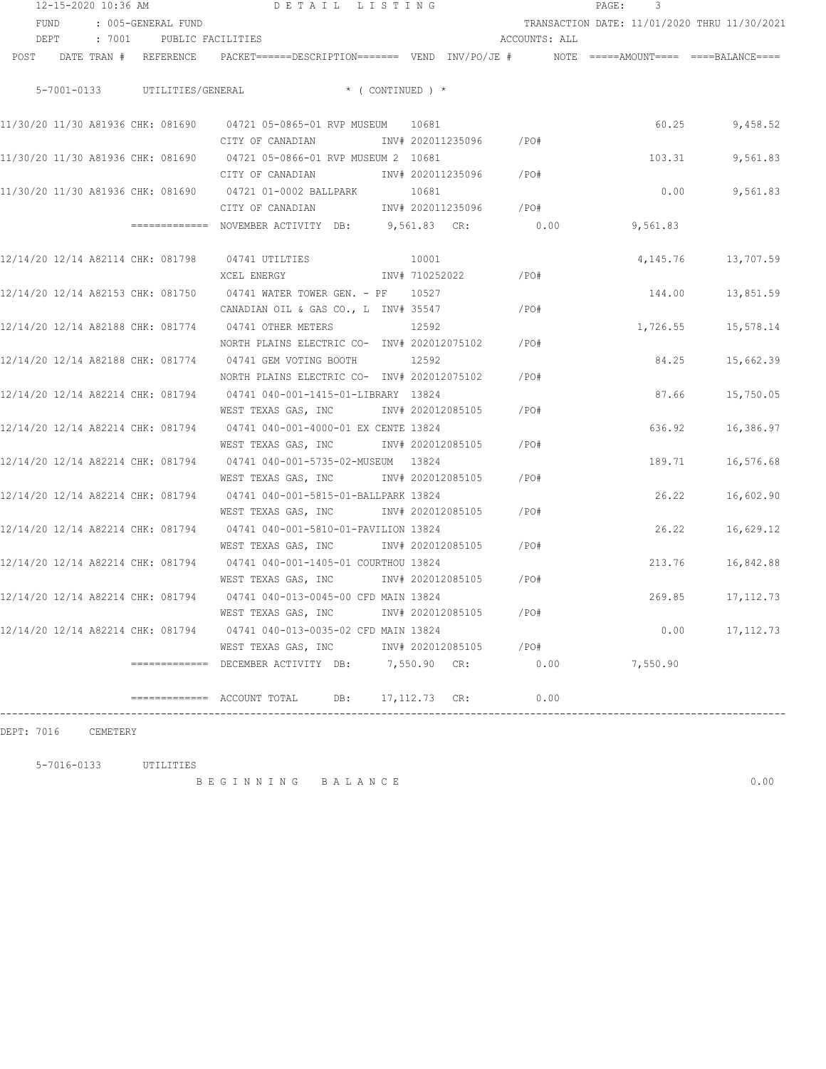12-15-2020 10:36 AM DETAIL LISTING

FUND : 005-GENERAL FUND — TRANSACTION DATE: 11/01/2020 THRU 11/30/2021

DEPT : 7001 PUBLIC FACILITIES — ACCOUNTS: ALL

| POST | DATE | TRAN # | REFERENCE | PACKET======DESCRIPTION======= | VEND | INV/PO/JE # | NOTE | =====AMOUNT==== | ====BALANCE==== |
|---|---|---|---|---|---|---|---|---|---|
| | | | | **5-7001-0133 UTILITIES/GENERAL * ( CONTINUED ) *** | | | | | |
| 11/30/20 | 11/30 | A81936 | CHK: 081690 | 04721 05-0865-01 RVP MUSEUM | 10681 | | | 60.25 | 9,458.52 |
| | | | | CITY OF CANADIAN | | INV# 202011235096 | /PO# | | |
| 11/30/20 | 11/30 | A81936 | CHK: 081690 | 04721 05-0866-01 RVP MUSEUM 2 | 10681 | | | 103.31 | 9,561.83 |
| | | | | CITY OF CANADIAN | | INV# 202011235096 | /PO# | | |
| 11/30/20 | 11/30 | A81936 | CHK: 081690 | 04721 01-0002 BALLPARK | 10681 | | | 0.00 | 9,561.83 |
| | | | | CITY OF CANADIAN | | INV# 202011235096 | /PO# | | |
| | | | ============= | NOVEMBER ACTIVITY DB: 9,561.83 CR: 0.00 | | | | 9,561.83 | |
| 12/14/20 | 12/14 | A82114 | CHK: 081798 | 04741 UTILTIES | 10001 | | | 4,145.76 | 13,707.59 |
| | | | | XCEL ENERGY | | INV# 710252022 | /PO# | | |
| 12/14/20 | 12/14 | A82153 | CHK: 081750 | 04741 WATER TOWER GEN. - PF | 10527 | | | 144.00 | 13,851.59 |
| | | | | CANADIAN OIL & GAS CO., L | | INV# 35547 | /PO# | | |
| 12/14/20 | 12/14 | A82188 | CHK: 081774 | 04741 OTHER METERS | 12592 | | | 1,726.55 | 15,578.14 |
| | | | | NORTH PLAINS ELECTRIC CO- | | INV# 202012075102 | /PO# | | |
| 12/14/20 | 12/14 | A82188 | CHK: 081774 | 04741 GEM VOTING BOOTH | 12592 | | | 84.25 | 15,662.39 |
| | | | | NORTH PLAINS ELECTRIC CO- | | INV# 202012075102 | /PO# | | |
| 12/14/20 | 12/14 | A82214 | CHK: 081794 | 04741 040-001-1415-01-LIBRARY | 13824 | | | 87.66 | 15,750.05 |
| | | | | WEST TEXAS GAS, INC | | INV# 202012085105 | /PO# | | |
| 12/14/20 | 12/14 | A82214 | CHK: 081794 | 04741 040-001-4000-01 EX CENTE | 13824 | | | 636.92 | 16,386.97 |
| | | | | WEST TEXAS GAS, INC | | INV# 202012085105 | /PO# | | |
| 12/14/20 | 12/14 | A82214 | CHK: 081794 | 04741 040-001-5735-02-MUSEUM | 13824 | | | 189.71 | 16,576.68 |
| | | | | WEST TEXAS GAS, INC | | INV# 202012085105 | /PO# | | |
| 12/14/20 | 12/14 | A82214 | CHK: 081794 | 04741 040-001-5815-01-BALLPARK | 13824 | | | 26.22 | 16,602.90 |
| | | | | WEST TEXAS GAS, INC | | INV# 202012085105 | /PO# | | |
| 12/14/20 | 12/14 | A82214 | CHK: 081794 | 04741 040-001-5810-01-PAVILION | 13824 | | | 26.22 | 16,629.12 |
| | | | | WEST TEXAS GAS, INC | | INV# 202012085105 | /PO# | | |
| 12/14/20 | 12/14 | A82214 | CHK: 081794 | 04741 040-001-1405-01 COURTHOU | 13824 | | | 213.76 | 16,842.88 |
| | | | | WEST TEXAS GAS, INC | | INV# 202012085105 | /PO# | | |
| 12/14/20 | 12/14 | A82214 | CHK: 081794 | 04741 040-013-0045-00 CFD MAIN | 13824 | | | 269.85 | 17,112.73 |
| | | | | WEST TEXAS GAS, INC | | INV# 202012085105 | /PO# | | |
| 12/14/20 | 12/14 | A82214 | CHK: 081794 | 04741 040-013-0035-02 CFD MAIN | 13824 | | | 0.00 | 17,112.73 |
| | | | | WEST TEXAS GAS, INC | | INV# 202012085105 | /PO# | | |
| | | | ============= | DECEMBER ACTIVITY DB: 7,550.90 CR: 0.00 | | | | 7,550.90 | |
| | | | ============= | ACCOUNT TOTAL DB: 17,112.73 CR: 0.00 | | | | | |

DEPT: 7016 CEMETERY

5-7016-0133 UTILITIES

B E G I N N I N G   B A L A N C E — 0.00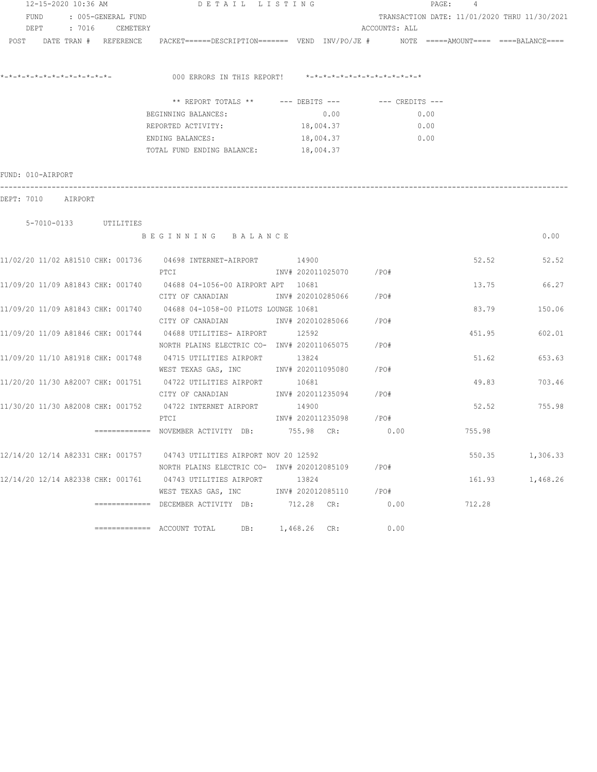12-15-2020 10:36 AM — DETAIL LISTING

FUND : 005-GENERAL FUND — TRANSACTION DATE: 11/01/2020 THRU 11/30/2021

DEPT : 7016 CEMETERY — ACCOUNTS: ALL

POST DATE TRAN # REFERENCE PACKET======DESCRIPTION======= VEND INV/PO/JE # NOTE =====AMOUNT==== ====BALANCE====

*-*-*-*-*-*-*-*-*-*-*-*-*-*- 000 ERRORS IN THIS REPORT! *-*-*-*-*-*-*-*-*-*-*-*-*-*-*

| ** REPORT TOTALS ** | --- DEBITS --- | --- CREDITS --- |
|---|---|---|
| BEGINNING BALANCES: | 0.00 | 0.00 |
| REPORTED ACTIVITY: | 18,004.37 | 0.00 |
| ENDING BALANCES: | 18,004.37 | 0.00 |
| TOTAL FUND ENDING BALANCE: | 18,004.37 | |

FUND: 010-AIRPORT

DEPT: 7010 AIRPORT

5-7010-0133 UTILITIES

B E G I N N I N G B A L A N C E — 0.00

| POST | DATE | TRAN # | REFERENCE | PACKET / DESCRIPTION | VEND | INV/PO/JE # | AMOUNT | BALANCE |
|---|---|---|---|---|---|---|---|---|
| 11/02/20 | 11/02 | A81510 | CHK: 001736 | 04698 INTERNET-AIRPORT<br>PTCI | 14900 | INV# 202011025070 /PO# | 52.52 | 52.52 |
| 11/09/20 | 11/09 | A81843 | CHK: 001740 | 04688 04-1056-00 AIRPORT APT<br>CITY OF CANADIAN | 10681 | INV# 202010285066 /PO# | 13.75 | 66.27 |
| 11/09/20 | 11/09 | A81843 | CHK: 001740 | 04688 04-1058-00 PILOTS LOUNGE<br>CITY OF CANADIAN | 10681 | INV# 202010285066 /PO# | 83.79 | 150.06 |
| 11/09/20 | 11/09 | A81846 | CHK: 001744 | 04688 UTILITIES- AIRPORT<br>NORTH PLAINS ELECTRIC CO- | 12592 | INV# 202011065075 /PO# | 451.95 | 602.01 |
| 11/09/20 | 11/10 | A81918 | CHK: 001748 | 04715 UTILITIES AIRPORT<br>WEST TEXAS GAS, INC | 13824 | INV# 202011095080 /PO# | 51.62 | 653.63 |
| 11/20/20 | 11/30 | A82007 | CHK: 001751 | 04722 UTILITIES AIRPORT<br>CITY OF CANADIAN | 10681 | INV# 202011235094 /PO# | 49.83 | 703.46 |
| 11/30/20 | 11/30 | A82008 | CHK: 001752 | 04722 INTERNET AIRPORT<br>PTCI | 14900 | INV# 202011235098 /PO# | 52.52 | 755.98 |
| | | | ============= | NOVEMBER ACTIVITY DB: 755.98 CR: 0.00 | | | 755.98 | |
| 12/14/20 | 12/14 | A82331 | CHK: 001757 | 04743 UTILITIES AIRPORT NOV 20<br>NORTH PLAINS ELECTRIC CO- | 12592 | INV# 202012085109 /PO# | 550.35 | 1,306.33 |
| 12/14/20 | 12/14 | A82338 | CHK: 001761 | 04743 UTILITIES AIRPORT<br>WEST TEXAS GAS, INC | 13824 | INV# 202012085110 /PO# | 161.93 | 1,468.26 |
| | | | ============= | DECEMBER ACTIVITY DB: 712.28 CR: 0.00 | | | 712.28 | |
| | | | ============= | ACCOUNT TOTAL DB: 1,468.26 CR: 0.00 | | | | |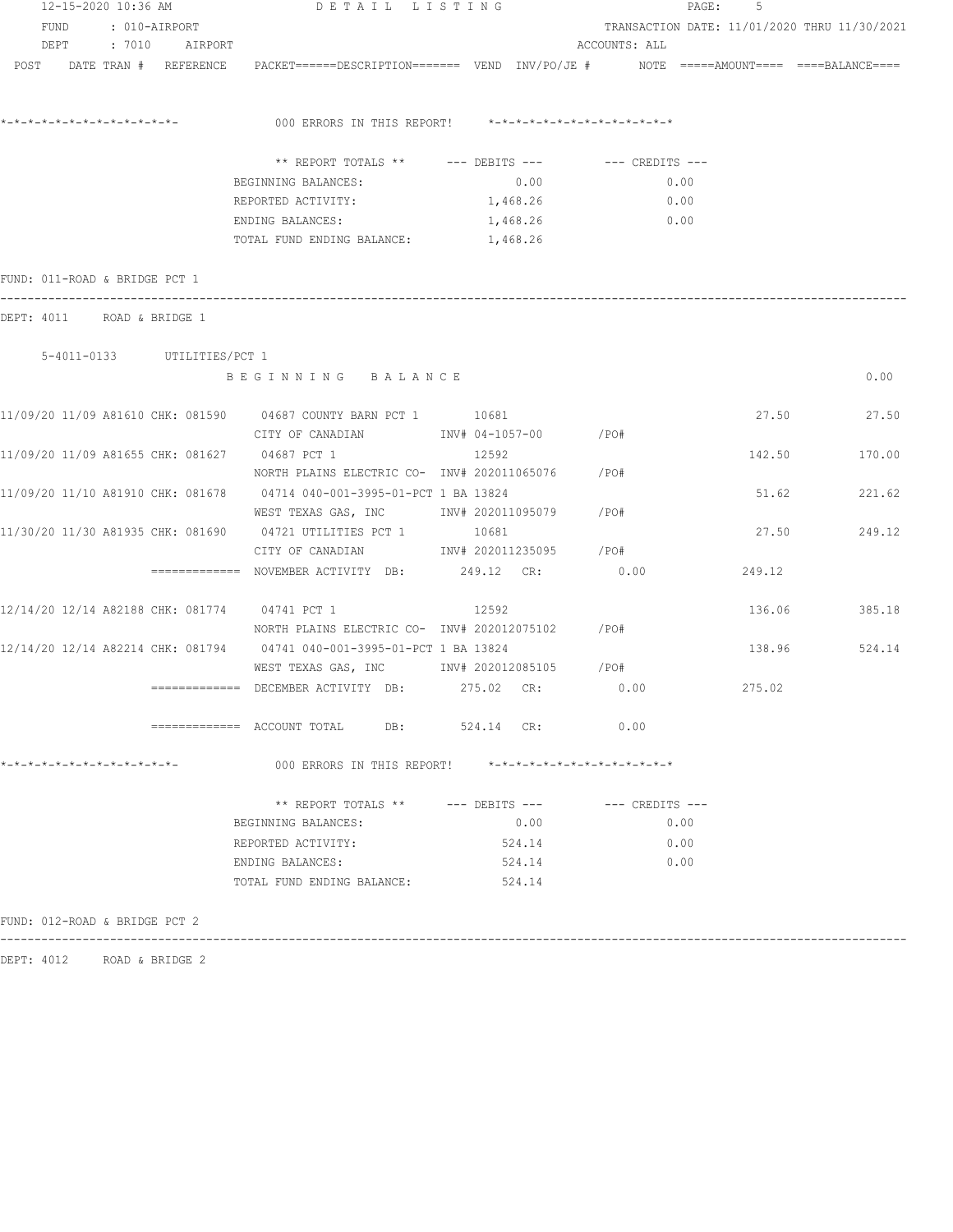FUND : 010-AIRPORT
DEPT : 7010 AIRPORT

TRANSACTION DATE: 11/01/2020 THRU 11/30/2021
ACCOUNTS: ALL

POST DATE TRAN # REFERENCE PACKET======DESCRIPTION======= VEND INV/PO/JE # NOTE =====AMOUNT==== ====BALANCE====

*-*-*-*-*-*-*-*-*-*-*-*-*-*- 000 ERRORS IN THIS REPORT! *-*-*-*-*-*-*-*-*-*-*-*-*-*

| ** REPORT TOTALS ** | --- DEBITS --- | --- CREDITS --- |
|---|---|---|
| BEGINNING BALANCES: | 0.00 | 0.00 |
| REPORTED ACTIVITY: | 1,468.26 | 0.00 |
| ENDING BALANCES: | 1,468.26 | 0.00 |
| TOTAL FUND ENDING BALANCE: | 1,468.26 | |

FUND: 011-ROAD & BRIDGE PCT 1

DEPT: 4011 ROAD & BRIDGE 1

5-4011-0133 UTILITIES/PCT 1

B E G I N N I N G B A L A N C E 0.00

| POST | DATE TRAN # | REFERENCE | PACKET / DESCRIPTION | VEND | INV/PO/JE # | AMOUNT | BALANCE |
|---|---|---|---|---|---|---|---|
| 11/09/20 | 11/09 A81610 | CHK: 081590 | 04687 COUNTY BARN PCT 1 / CITY OF CANADIAN | 10681 | INV# 04-1057-00 /PO# | 27.50 | 27.50 |
| 11/09/20 | 11/09 A81655 | CHK: 081627 | 04687 PCT 1 / NORTH PLAINS ELECTRIC CO- | 12592 | INV# 202011065076 /PO# | 142.50 | 170.00 |
| 11/09/20 | 11/10 A81910 | CHK: 081678 | 04714 040-001-3995-01-PCT 1 BA / WEST TEXAS GAS, INC | 13824 | INV# 202011095079 /PO# | 51.62 | 221.62 |
| 11/30/20 | 11/30 A81935 | CHK: 081690 | 04721 UTILITIES PCT 1 / CITY OF CANADIAN | 10681 | INV# 202011235095 /PO# | 27.50 | 249.12 |

============= NOVEMBER ACTIVITY DB: 249.12 CR: 0.00 249.12

| POST | DATE TRAN # | REFERENCE | PACKET / DESCRIPTION | VEND | INV/PO/JE # | AMOUNT | BALANCE |
|---|---|---|---|---|---|---|---|
| 12/14/20 | 12/14 A82188 | CHK: 081774 | 04741 PCT 1 / NORTH PLAINS ELECTRIC CO- | 12592 | INV# 202012075102 /PO# | 136.06 | 385.18 |
| 12/14/20 | 12/14 A82214 | CHK: 081794 | 04741 040-001-3995-01-PCT 1 BA / WEST TEXAS GAS, INC | 13824 | INV# 202012085105 /PO# | 138.96 | 524.14 |

============= DECEMBER ACTIVITY DB: 275.02 CR: 0.00 275.02

============= ACCOUNT TOTAL DB: 524.14 CR: 0.00

*-*-*-*-*-*-*-*-*-*-*-*-*-*- 000 ERRORS IN THIS REPORT! *-*-*-*-*-*-*-*-*-*-*-*-*-*

| ** REPORT TOTALS ** | --- DEBITS --- | --- CREDITS --- |
|---|---|---|
| BEGINNING BALANCES: | 0.00 | 0.00 |
| REPORTED ACTIVITY: | 524.14 | 0.00 |
| ENDING BALANCES: | 524.14 | 0.00 |
| TOTAL FUND ENDING BALANCE: | 524.14 | |

FUND: 012-ROAD & BRIDGE PCT 2

DEPT: 4012 ROAD & BRIDGE 2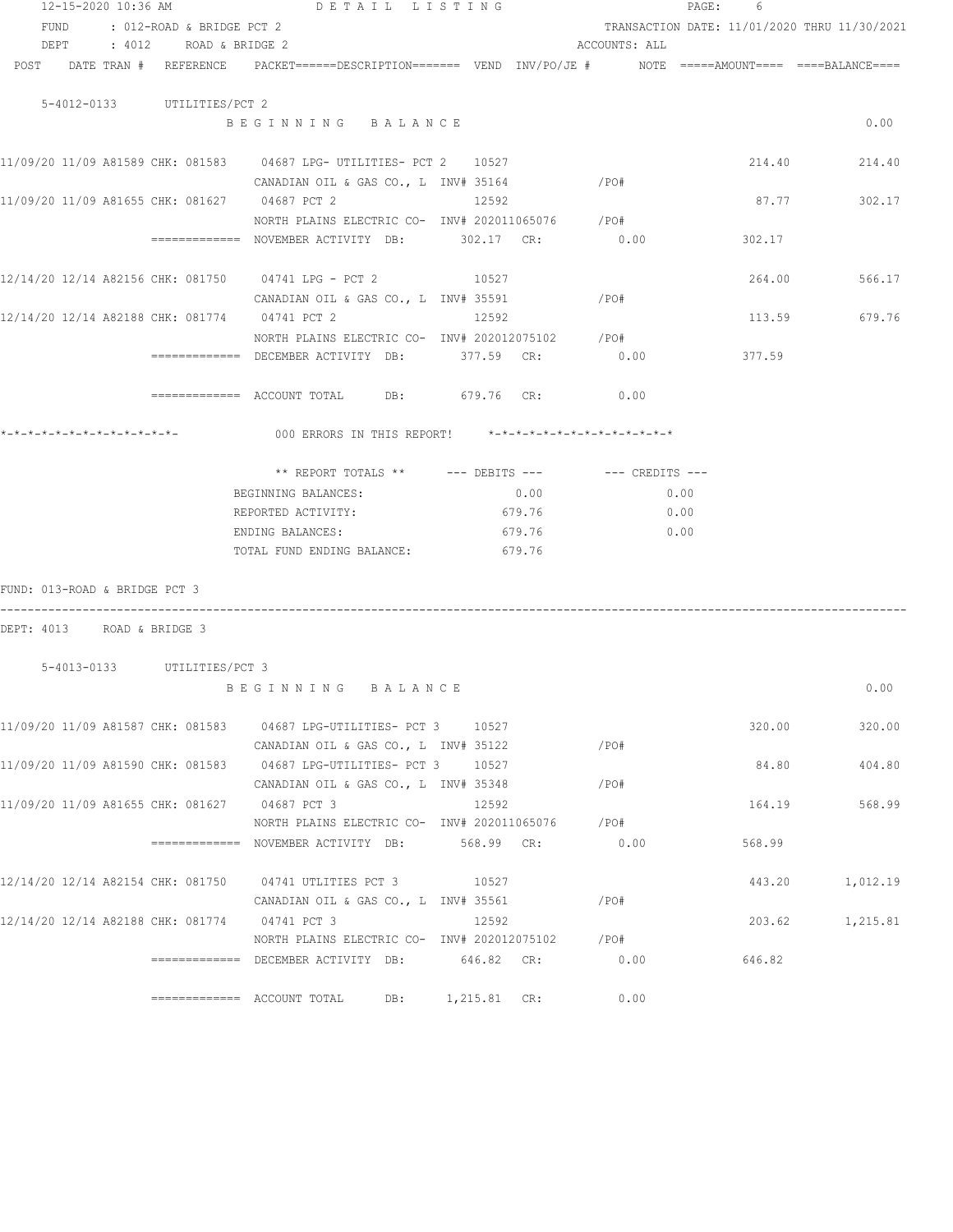12-15-2020 10:36 AM — DETAIL LISTING

FUND : 012-ROAD & BRIDGE PCT 2 — TRANSACTION DATE: 11/01/2020 THRU 11/30/2021

DEPT : 4012 ROAD & BRIDGE 2 — ACCOUNTS: ALL

| POST | DATE TRAN # | REFERENCE | PACKET======DESCRIPTION======= | VEND | INV/PO/JE # | NOTE | =====AMOUNT==== | ====BALANCE==== |
|---|---|---|---|---|---|---|---|---|

**5-4012-0133 UTILITIES/PCT 2**

| POST | DATE TRAN # | REFERENCE | DESCRIPTION | VEND | INV/PO/JE # | AMOUNT | BALANCE |
|---|---|---|---|---|---|---|---|
| | | | BEGINNING BALANCE | | | | 0.00 |
| 11/09/20 | 11/09 A81589 | CHK: 081583 | 04687 LPG- UTILITIES- PCT 2 / CANADIAN OIL & GAS CO., L | 10527 | INV# 35164 /PO# | 214.40 | 214.40 |
| 11/09/20 | 11/09 A81655 | CHK: 081627 | 04687 PCT 2 / NORTH PLAINS ELECTRIC CO- | 12592 | INV# 202011065076 /PO# | 87.77 | 302.17 |
| | | ============= | NOVEMBER ACTIVITY DB: 302.17 CR: 0.00 | | | 302.17 | |
| 12/14/20 | 12/14 A82156 | CHK: 081750 | 04741 LPG - PCT 2 / CANADIAN OIL & GAS CO., L | 10527 | INV# 35591 /PO# | 264.00 | 566.17 |
| 12/14/20 | 12/14 A82188 | CHK: 081774 | 04741 PCT 2 / NORTH PLAINS ELECTRIC CO- | 12592 | INV# 202012075102 /PO# | 113.59 | 679.76 |
| | | ============= | DECEMBER ACTIVITY DB: 377.59 CR: 0.00 | | | 377.59 | |
| | | ============= | ACCOUNT TOTAL DB: 679.76 CR: 0.00 | | | | |

*-*-*-*-*-*-*-*-*-*-*-*-*-   000 ERRORS IN THIS REPORT!   *-*-*-*-*-*-*-*-*-*-*-*-*-*

| ** REPORT TOTALS ** | --- DEBITS --- | --- CREDITS --- |
|---|---|---|
| BEGINNING BALANCES: | 0.00 | 0.00 |
| REPORTED ACTIVITY: | 679.76 | 0.00 |
| ENDING BALANCES: | 679.76 | 0.00 |
| TOTAL FUND ENDING BALANCE: | 679.76 | |

FUND: 013-ROAD & BRIDGE PCT 3

DEPT: 4013 ROAD & BRIDGE 3

**5-4013-0133 UTILITIES/PCT 3**

| POST | DATE TRAN # | REFERENCE | DESCRIPTION | VEND | INV/PO/JE # | AMOUNT | BALANCE |
|---|---|---|---|---|---|---|---|
| | | | BEGINNING BALANCE | | | | 0.00 |
| 11/09/20 | 11/09 A81587 | CHK: 081583 | 04687 LPG-UTILITIES- PCT 3 / CANADIAN OIL & GAS CO., L | 10527 | INV# 35122 /PO# | 320.00 | 320.00 |
| 11/09/20 | 11/09 A81590 | CHK: 081583 | 04687 LPG-UTILITIES- PCT 3 / CANADIAN OIL & GAS CO., L | 10527 | INV# 35348 /PO# | 84.80 | 404.80 |
| 11/09/20 | 11/09 A81655 | CHK: 081627 | 04687 PCT 3 / NORTH PLAINS ELECTRIC CO- | 12592 | INV# 202011065076 /PO# | 164.19 | 568.99 |
| | | ============= | NOVEMBER ACTIVITY DB: 568.99 CR: 0.00 | | | 568.99 | |
| 12/14/20 | 12/14 A82154 | CHK: 081750 | 04741 UTLITIES PCT 3 / CANADIAN OIL & GAS CO., L | 10527 | INV# 35561 /PO# | 443.20 | 1,012.19 |
| 12/14/20 | 12/14 A82188 | CHK: 081774 | 04741 PCT 3 / NORTH PLAINS ELECTRIC CO- | 12592 | INV# 202012075102 /PO# | 203.62 | 1,215.81 |
| | | ============= | DECEMBER ACTIVITY DB: 646.82 CR: 0.00 | | | 646.82 | |
| | | ============= | ACCOUNT TOTAL DB: 1,215.81 CR: 0.00 | | | | |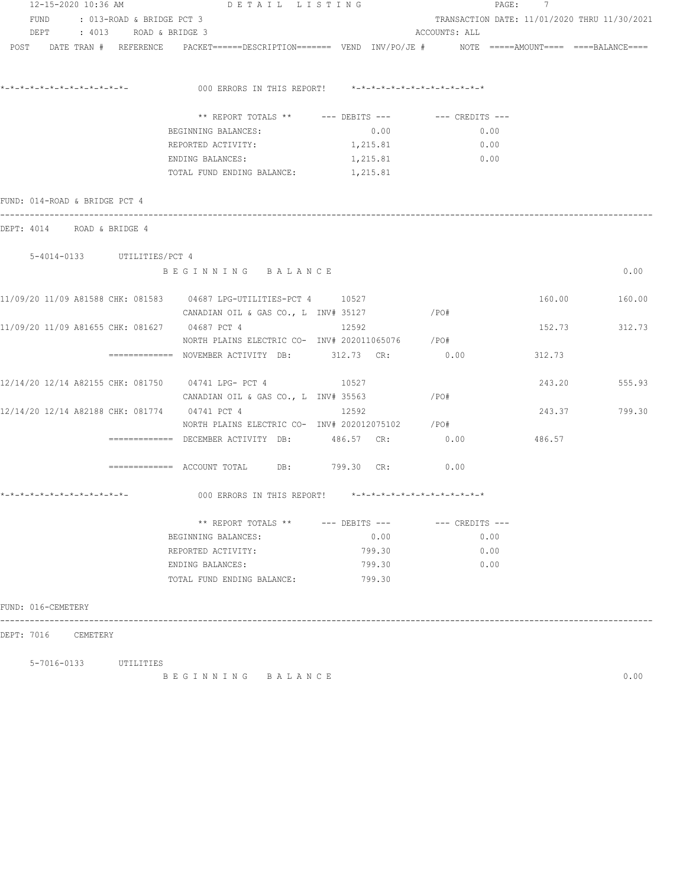```
*-*-*-*-*-*-*-*-*-*-*-*-*-*-            000 ERRORS IN THIS REPORT!     *-*-*-*-*-*-*-*-*-*-*-*-*-*

                        ** REPORT TOTALS **      --- DEBITS ---         --- CREDITS ---
                   BEGINNING BALANCES:                     0.00                  0.00
                   REPORTED ACTIVITY:                  1,215.81                  0.00
                   ENDING BALANCES:                    1,215.81                  0.00
                   TOTAL FUND ENDING BALANCE:          1,215.81

FUND: 014-ROAD & BRIDGE PCT 4
------------------------------------------------------------------------------------------------------------------------------
DEPT: 4014     ROAD & BRIDGE 4

    5-4014-0133       UTILITIES/PCT 4
                   B E G I N N I N G   B A L A N C E                                                                  0.00

11/09/20 11/09 A81588 CHK: 081583    04687 LPG-UTILITIES-PCT 4      10527                                  160.00       160.00
                   CANADIAN OIL & GAS CO., L  INV# 35127            /PO#
11/09/20 11/09 A81655 CHK: 081627    04687 PCT 4                    12592                                  152.73       312.73
                   NORTH PLAINS ELECTRIC CO-  INV# 202011065076     /PO#
              =============  NOVEMBER ACTIVITY  DB:       312.73  CR:          0.00              312.73

12/14/20 12/14 A82155 CHK: 081750    04741 LPG- PCT 4               10527                                  243.20       555.93
                   CANADIAN OIL & GAS CO., L  INV# 35563            /PO#
12/14/20 12/14 A82188 CHK: 081774    04741 PCT 4                    12592                                  243.37       799.30
                   NORTH PLAINS ELECTRIC CO-  INV# 202012075102     /PO#
              =============  DECEMBER ACTIVITY  DB:       486.57  CR:          0.00              486.57

              =============  ACCOUNT TOTAL      DB:       799.30  CR:          0.00

*-*-*-*-*-*-*-*-*-*-*-*-*-*-            000 ERRORS IN THIS REPORT!     *-*-*-*-*-*-*-*-*-*-*-*-*-*

                        ** REPORT TOTALS **      --- DEBITS ---         --- CREDITS ---
                   BEGINNING BALANCES:                     0.00                  0.00
                   REPORTED ACTIVITY:                    799.30                  0.00
                   ENDING BALANCES:                      799.30                  0.00
                   TOTAL FUND ENDING BALANCE:            799.30

FUND: 016-CEMETERY
------------------------------------------------------------------------------------------------------------------------------
DEPT: 7016     CEMETERY

    5-7016-0133       UTILITIES
                   B E G I N N I N G   B A L A N C E                                                                  0.00
```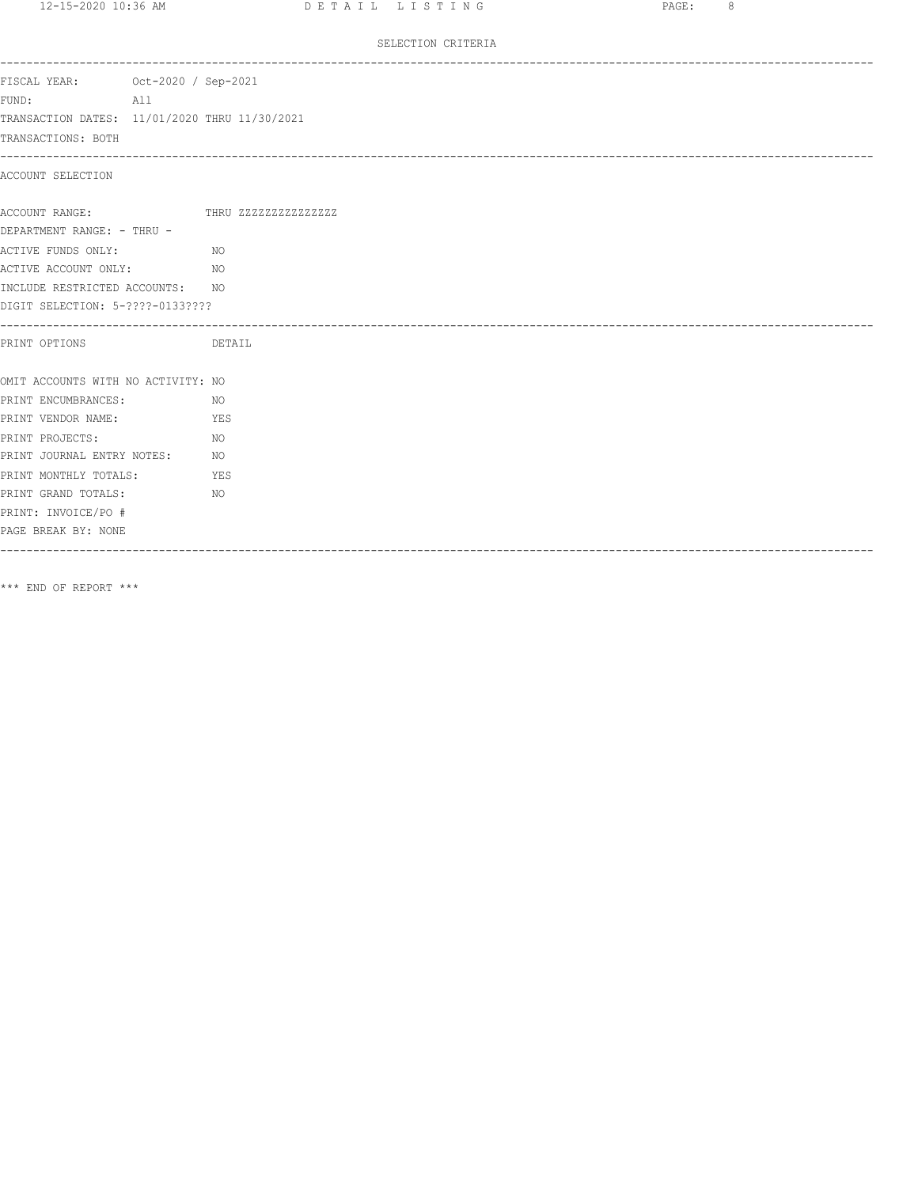SELECTION CRITERIA

---

FISCAL YEAR: Oct-2020 / Sep-2021
FUND: All
TRANSACTION DATES: 11/01/2020 THRU 11/30/2021
TRANSACTIONS: BOTH

---

ACCOUNT SELECTION

ACCOUNT RANGE: THRU ZZZZZZZZZZZZZZZ
DEPARTMENT RANGE: - THRU -
ACTIVE FUNDS ONLY: NO
ACTIVE ACCOUNT ONLY: NO
INCLUDE RESTRICTED ACCOUNTS: NO
DIGIT SELECTION: 5-????-0133????

---

PRINT OPTIONS DETAIL

OMIT ACCOUNTS WITH NO ACTIVITY: NO
PRINT ENCUMBRANCES: NO
PRINT VENDOR NAME: YES
PRINT PROJECTS: NO
PRINT JOURNAL ENTRY NOTES: NO
PRINT MONTHLY TOTALS: YES
PRINT GRAND TOTALS: NO
PRINT: INVOICE/PO #
PAGE BREAK BY: NONE

---

*** END OF REPORT ***